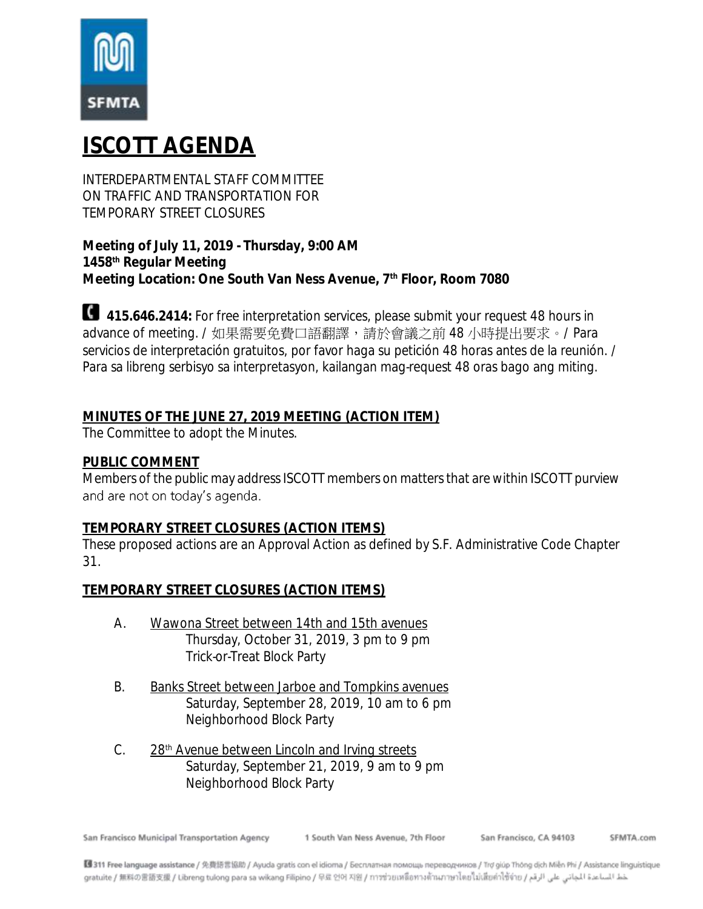# ISCOTT AGENDA

INTERDEPARTMENTAL STAFF COMMITTEE
ON TRAFFIC AND TRANSPORTATION FOR
TEMPORARY STREET CLOSURES

**Meeting of July 11, 2019 - Thursday, 9:00 AM**
**1458th Regular Meeting**
**Meeting Location: One South Van Ness Avenue, 7th Floor, Room 7080**

**415.646.2414:** For free interpretation services, please submit your request 48 hours in advance of meeting. / 如果需要免費口語翻譯，請於會議之前 48 小時提出要求。/ Para servicios de interpretación gratuitos, por favor haga su petición 48 horas antes de la reunión. / Para sa libreng serbisyo sa interpretasyon, kailangan mag-request 48 oras bago ang miting.

## MINUTES OF THE JUNE 27, 2019 MEETING (ACTION ITEM)

The Committee to adopt the Minutes.

## PUBLIC COMMENT

Members of the public may address ISCOTT members on matters that are within ISCOTT purview and are not on today's agenda.

## TEMPORARY STREET CLOSURES (ACTION ITEMS)

These proposed actions are an Approval Action as defined by S.F. Administrative Code Chapter 31.

## TEMPORARY STREET CLOSURES (ACTION ITEMS)

A. Wawona Street between 14th and 15th avenues
   Thursday, October 31, 2019, 3 pm to 9 pm
   Trick-or-Treat Block Party

B. Banks Street between Jarboe and Tompkins avenues
   Saturday, September 28, 2019, 10 am to 6 pm
   Neighborhood Block Party

C. 28th Avenue between Lincoln and Irving streets
   Saturday, September 21, 2019, 9 am to 9 pm
   Neighborhood Block Party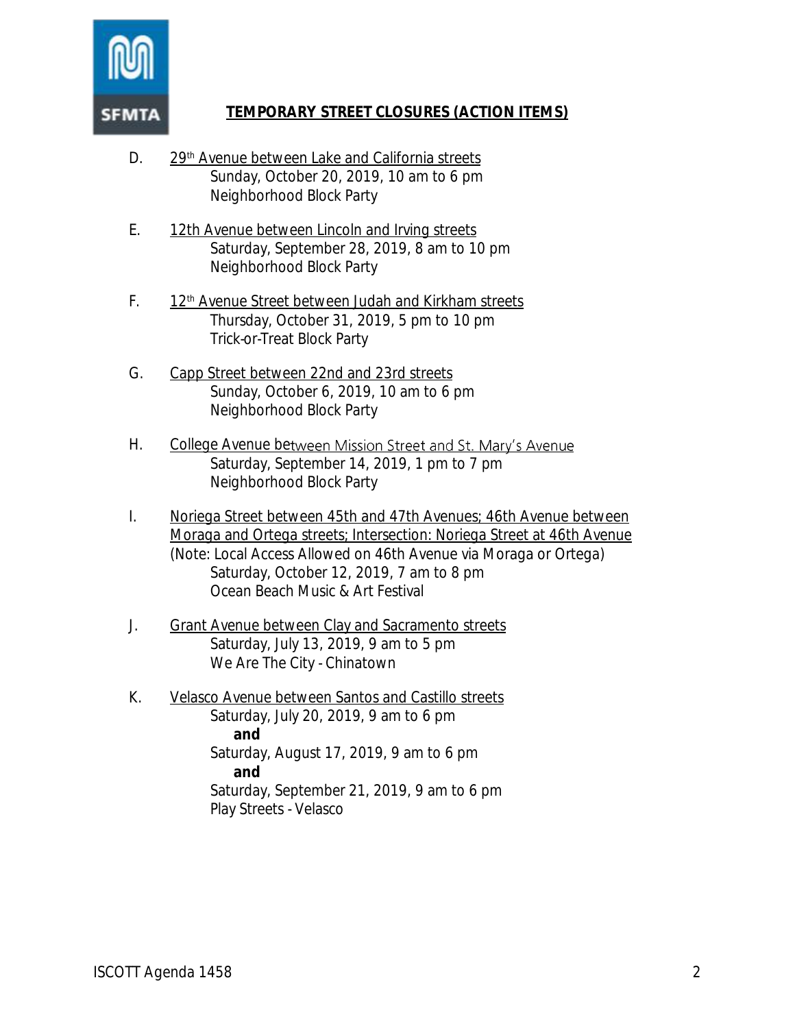## TEMPORARY STREET CLOSURES (ACTION ITEMS)

D. 29th Avenue between Lake and California streets
Sunday, October 20, 2019, 10 am to 6 pm
Neighborhood Block Party

E. 12th Avenue between Lincoln and Irving streets
Saturday, September 28, 2019, 8 am to 10 pm
Neighborhood Block Party

F. 12th Avenue Street between Judah and Kirkham streets
Thursday, October 31, 2019, 5 pm to 10 pm
Trick-or-Treat Block Party

G. Capp Street between 22nd and 23rd streets
Sunday, October 6, 2019, 10 am to 6 pm
Neighborhood Block Party

H. College Avenue between Mission Street and St. Mary's Avenue
Saturday, September 14, 2019, 1 pm to 7 pm
Neighborhood Block Party

I. Noriega Street between 45th and 47th Avenues; 46th Avenue between Moraga and Ortega streets; Intersection: Noriega Street at 46th Avenue
(Note: Local Access Allowed on 46th Avenue via Moraga or Ortega)
Saturday, October 12, 2019, 7 am to 8 pm
Ocean Beach Music & Art Festival

J. Grant Avenue between Clay and Sacramento streets
Saturday, July 13, 2019, 9 am to 5 pm
We Are The City - Chinatown

K. Velasco Avenue between Santos and Castillo streets
Saturday, July 20, 2019, 9 am to 6 pm
**and**
Saturday, August 17, 2019, 9 am to 6 pm
**and**
Saturday, September 21, 2019, 9 am to 6 pm
Play Streets - Velasco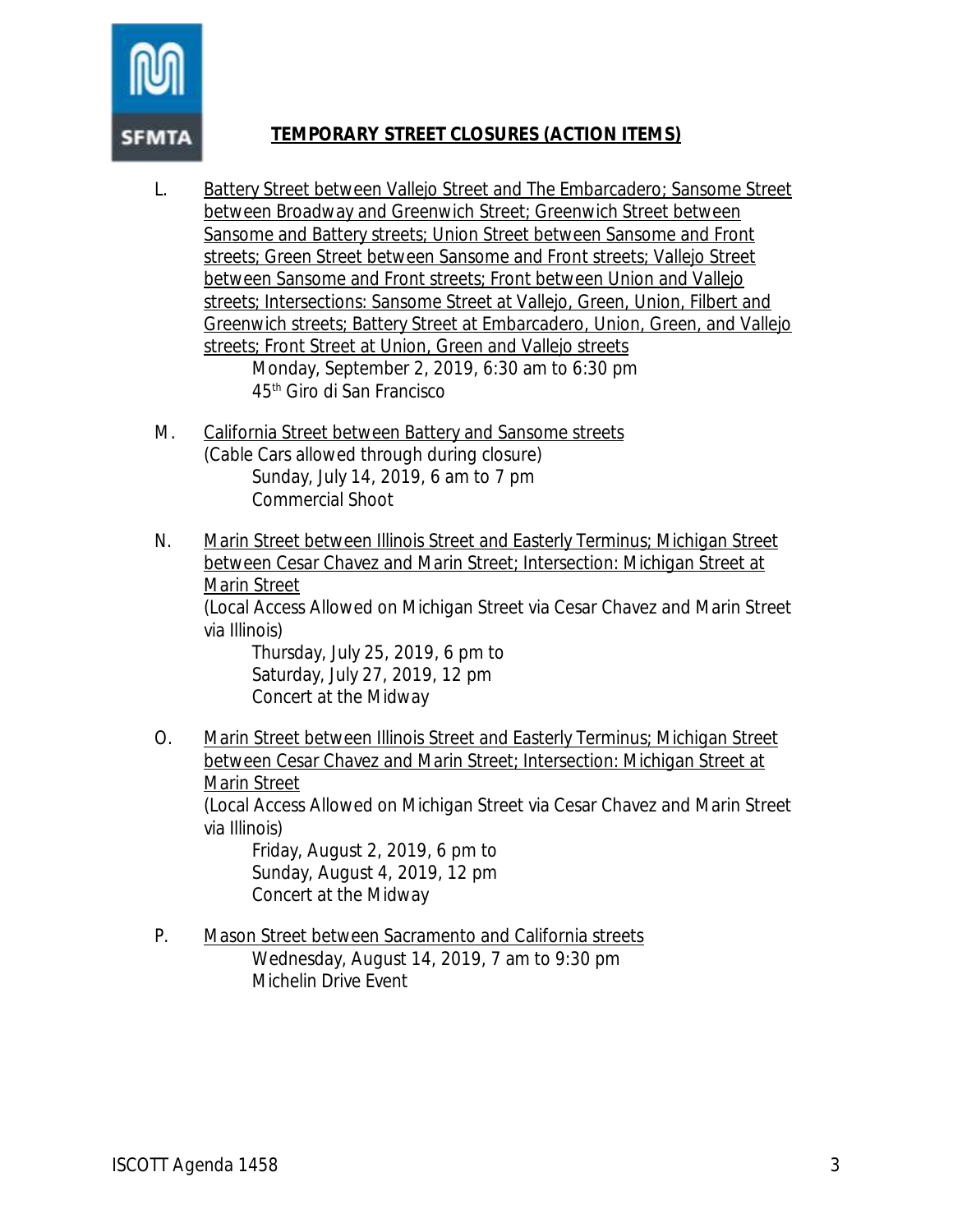## TEMPORARY STREET CLOSURES (ACTION ITEMS)

L. Battery Street between Vallejo Street and The Embarcadero; Sansome Street between Broadway and Greenwich Street; Greenwich Street between Sansome and Battery streets; Union Street between Sansome and Front streets; Green Street between Sansome and Front streets; Vallejo Street between Sansome and Front streets; Front between Union and Vallejo streets; Intersections: Sansome Street at Vallejo, Green, Union, Filbert and Greenwich streets; Battery Street at Embarcadero, Union, Green, and Vallejo streets; Front Street at Union, Green and Vallejo streets

 Monday, September 2, 2019, 6:30 am to 6:30 pm
 45th Giro di San Francisco

M. California Street between Battery and Sansome streets
 (Cable Cars allowed through during closure)

 Sunday, July 14, 2019, 6 am to 7 pm
 Commercial Shoot

N. Marin Street between Illinois Street and Easterly Terminus; Michigan Street between Cesar Chavez and Marin Street; Intersection: Michigan Street at Marin Street
 (Local Access Allowed on Michigan Street via Cesar Chavez and Marin Street via Illinois)

 Thursday, July 25, 2019, 6 pm to
 Saturday, July 27, 2019, 12 pm
 Concert at the Midway

O. Marin Street between Illinois Street and Easterly Terminus; Michigan Street between Cesar Chavez and Marin Street; Intersection: Michigan Street at Marin Street
 (Local Access Allowed on Michigan Street via Cesar Chavez and Marin Street via Illinois)

 Friday, August 2, 2019, 6 pm to
 Sunday, August 4, 2019, 12 pm
 Concert at the Midway

P. Mason Street between Sacramento and California streets

 Wednesday, August 14, 2019, 7 am to 9:30 pm
 Michelin Drive Event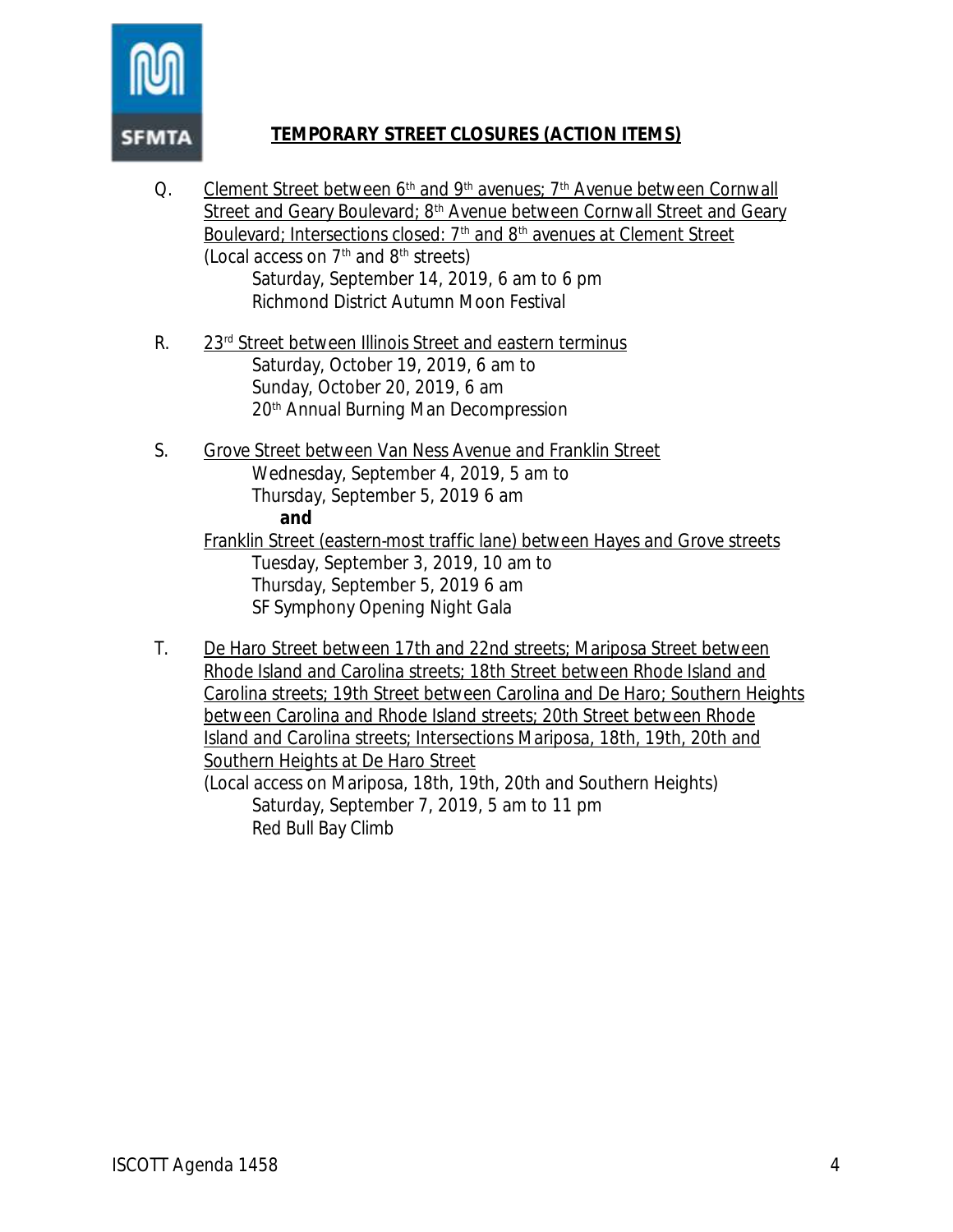## TEMPORARY STREET CLOSURES (ACTION ITEMS)

Q. Clement Street between 6th and 9th avenues; 7th Avenue between Cornwall Street and Geary Boulevard; 8th Avenue between Cornwall Street and Geary Boulevard; Intersections closed: 7th and 8th avenues at Clement Street
(Local access on 7th and 8th streets)
Saturday, September 14, 2019, 6 am to 6 pm
Richmond District Autumn Moon Festival

R. 23rd Street between Illinois Street and eastern terminus
Saturday, October 19, 2019, 6 am to
Sunday, October 20, 2019, 6 am
20th Annual Burning Man Decompression

S. Grove Street between Van Ness Avenue and Franklin Street
Wednesday, September 4, 2019, 5 am to
Thursday, September 5, 2019 6 am
**and**
Franklin Street (eastern-most traffic lane) between Hayes and Grove streets
Tuesday, September 3, 2019, 10 am to
Thursday, September 5, 2019 6 am
SF Symphony Opening Night Gala

T. De Haro Street between 17th and 22nd streets; Mariposa Street between Rhode Island and Carolina streets; 18th Street between Rhode Island and Carolina streets; 19th Street between Carolina and De Haro; Southern Heights between Carolina and Rhode Island streets; 20th Street between Rhode Island and Carolina streets; Intersections Mariposa, 18th, 19th, 20th and Southern Heights at De Haro Street
(Local access on Mariposa, 18th, 19th, 20th and Southern Heights)
Saturday, September 7, 2019, 5 am to 11 pm
Red Bull Bay Climb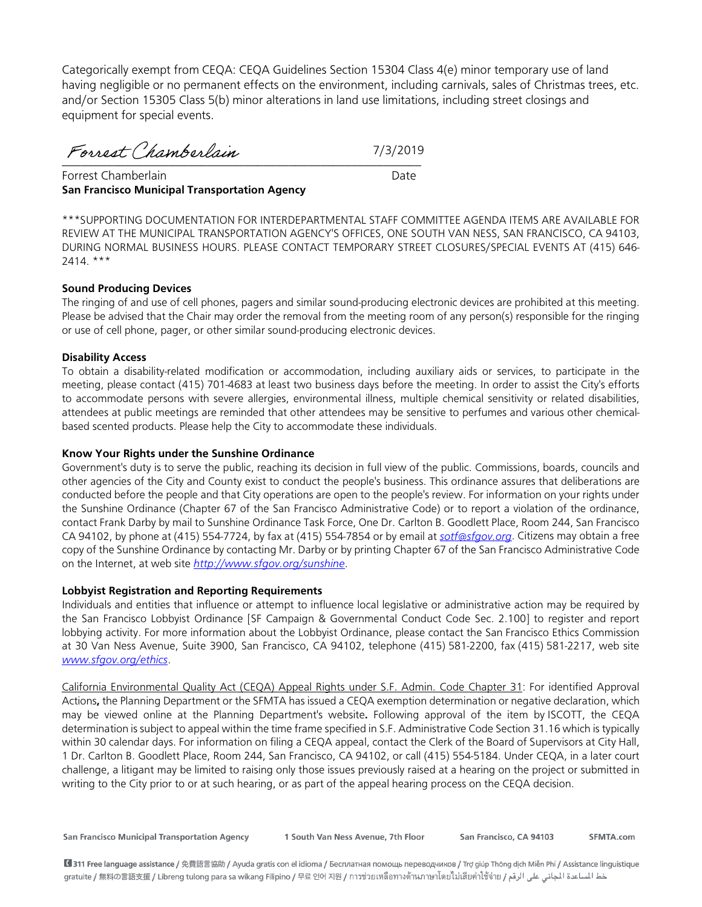Categorically exempt from CEQA: CEQA Guidelines Section 15304 Class 4(e) minor temporary use of land having negligible or no permanent effects on the environment, including carnivals, sales of Christmas trees, etc. and/or Section 15305 Class 5(b) minor alterations in land use limitations, including street closings and equipment for special events.

Forrest Chamberlain 7/3/2019

Forrest Chamberlain Date
**San Francisco Municipal Transportation Agency**

***SUPPORTING DOCUMENTATION FOR INTERDEPARTMENTAL STAFF COMMITTEE AGENDA ITEMS ARE AVAILABLE FOR REVIEW AT THE MUNICIPAL TRANSPORTATION AGENCY'S OFFICES, ONE SOUTH VAN NESS, SAN FRANCISCO, CA 94103, DURING NORMAL BUSINESS HOURS. PLEASE CONTACT TEMPORARY STREET CLOSURES/SPECIAL EVENTS AT (415) 646-2414. ***

**Sound Producing Devices**
The ringing of and use of cell phones, pagers and similar sound-producing electronic devices are prohibited at this meeting. Please be advised that the Chair may order the removal from the meeting room of any person(s) responsible for the ringing or use of cell phone, pager, or other similar sound-producing electronic devices.

**Disability Access**
To obtain a disability-related modification or accommodation, including auxiliary aids or services, to participate in the meeting, please contact (415) 701-4683 at least two business days before the meeting. In order to assist the City's efforts to accommodate persons with severe allergies, environmental illness, multiple chemical sensitivity or related disabilities, attendees at public meetings are reminded that other attendees may be sensitive to perfumes and various other chemical-based scented products. Please help the City to accommodate these individuals.

**Know Your Rights under the Sunshine Ordinance**
Government's duty is to serve the public, reaching its decision in full view of the public. Commissions, boards, councils and other agencies of the City and County exist to conduct the people's business. This ordinance assures that deliberations are conducted before the people and that City operations are open to the people's review. For information on your rights under the Sunshine Ordinance (Chapter 67 of the San Francisco Administrative Code) or to report a violation of the ordinance, contact Frank Darby by mail to Sunshine Ordinance Task Force, One Dr. Carlton B. Goodlett Place, Room 244, San Francisco CA 94102, by phone at (415) 554-7724, by fax at (415) 554-7854 or by email at *sotf@sfgov.org*. Citizens may obtain a free copy of the Sunshine Ordinance by contacting Mr. Darby or by printing Chapter 67 of the San Francisco Administrative Code on the Internet, at web site *http://www.sfgov.org/sunshine*.

**Lobbyist Registration and Reporting Requirements**
Individuals and entities that influence or attempt to influence local legislative or administrative action may be required by the San Francisco Lobbyist Ordinance [SF Campaign & Governmental Conduct Code Sec. 2.100] to register and report lobbying activity. For more information about the Lobbyist Ordinance, please contact the San Francisco Ethics Commission at 30 Van Ness Avenue, Suite 3900, San Francisco, CA 94102, telephone (415) 581-2200, fax (415) 581-2217, web site *www.sfgov.org/ethics*.

California Environmental Quality Act (CEQA) Appeal Rights under S.F. Admin. Code Chapter 31: For identified Approval Actions**,** the Planning Department or the SFMTA has issued a CEQA exemption determination or negative declaration, which may be viewed online at the Planning Department's website**.** Following approval of the item by ISCOTT, the CEQA determination is subject to appeal within the time frame specified in S.F. Administrative Code Section 31.16 which is typically within 30 calendar days. For information on filing a CEQA appeal, contact the Clerk of the Board of Supervisors at City Hall, 1 Dr. Carlton B. Goodlett Place, Room 244, San Francisco, CA 94102, or call (415) 554-5184. Under CEQA, in a later court challenge, a litigant may be limited to raising only those issues previously raised at a hearing on the project or submitted in writing to the City prior to or at such hearing, or as part of the appeal hearing process on the CEQA decision.